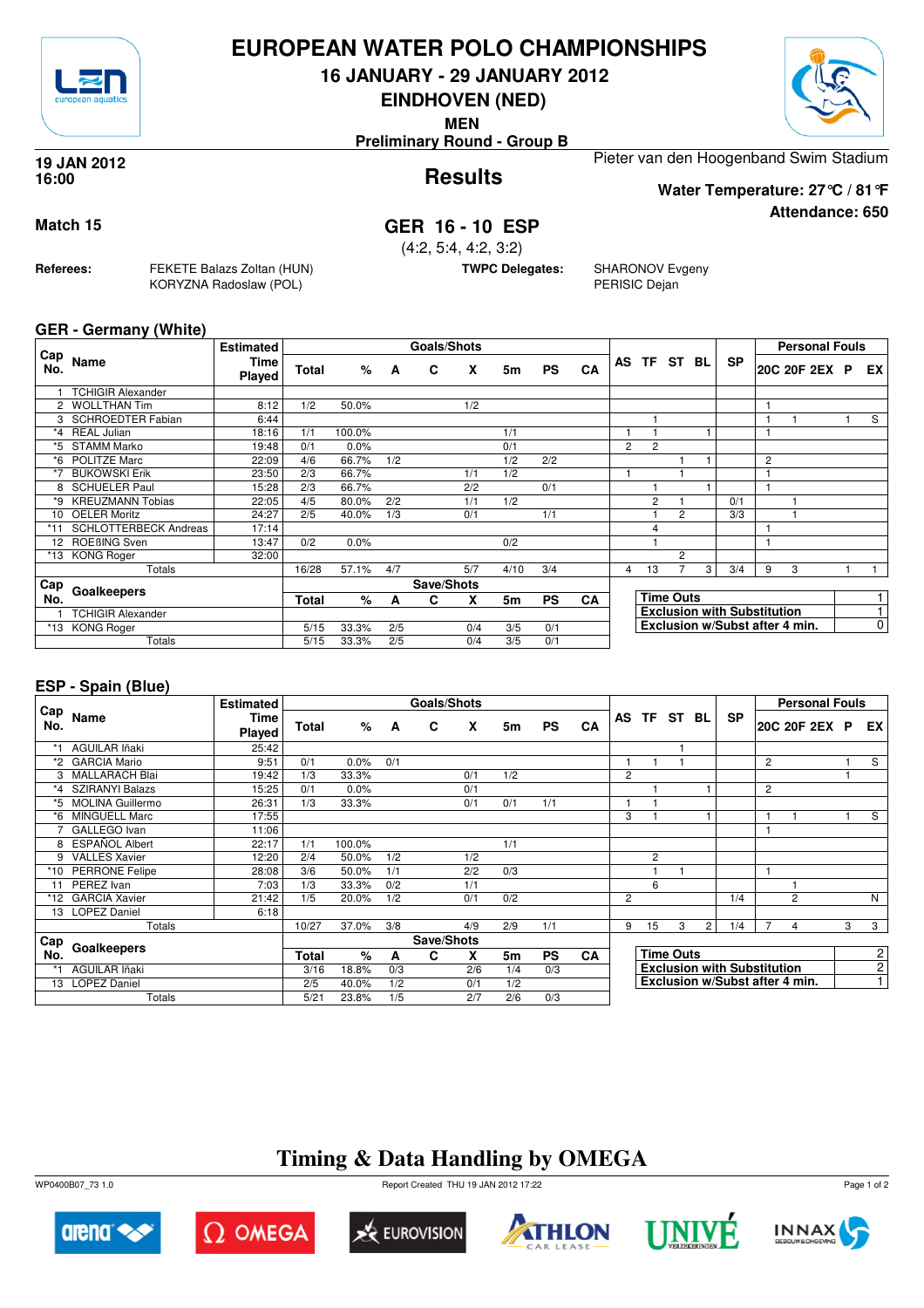# EUROPEAN WATER POLO CHAMPIONSHIPS

## 16 JANUARY - 29 JANUARY 2012

## EINDHOVEN (NED)

**MEN**

**Preliminary Round - Group B**

**19 JAN 2012**
**16:00**

## Results

Pieter van den Hoogenband Swim Stadium

**Water Temperature: 27°C / 81°F**

**Attendance: 650**

**Match 15**

## GER 16 - 10 ESP

(4:2, 5:4, 4:2, 3:2)

**Referees:** FEKETE Balazs Zoltan (HUN), KORYZNA Radoslaw (POL)

**TWPC Delegates:** SHARONOV Evgeny, PERISIC Dejan

### GER - Germany (White)

| Cap No. | Name | Estimated Time Played | Total | % | A | C | X | 5m | PS | CA | AS | TF | ST | BL | SP | 20C | 20F | 2EX | P | EX |
|---|---|---|---|---|---|---|---|---|---|---|---|---|---|---|---|---|---|---|---|---|
| 1 | TCHIGIR Alexander | | | | | | | | | | | | | | | | | | | |
| 2 | WOLLTHAN Tim | 8:12 | 1/2 | 50.0% | | | 1/2 | | | | | | | | | 1 | | | | |
| 3 | SCHROEDTER Fabian | 6:44 | | | | | | | | | | 1 | | | | 1 | 1 | | 1 | S |
| *4 | REAL Julian | 18:16 | 1/1 | 100.0% | | | | 1/1 | | | 1 | 1 | | 1 | | 1 | | | | |
| *5 | STAMM Marko | 19:48 | 0/1 | 0.0% | | | | 0/1 | | | 2 | 2 | | | | | | | | |
| *6 | POLITZE Marc | 22:09 | 4/6 | 66.7% | 1/2 | | | 1/2 | 2/2 | | | | 1 | 1 | | 2 | | | | |
| *7 | BUKOWSKI Erik | 23:50 | 2/3 | 66.7% | | | 1/1 | 1/2 | | | 1 | | 1 | | | 1 | | | | |
| 8 | SCHUELER Paul | 15:28 | 2/3 | 66.7% | | | 2/2 | | 0/1 | | | 1 | | 1 | | 1 | | | | |
| *9 | KREUZMANN Tobias | 22:05 | 4/5 | 80.0% | 2/2 | | 1/1 | 1/2 | | | | 2 | 1 | | 0/1 | | 1 | | | |
| 10 | OELER Moritz | 24:27 | 2/5 | 40.0% | 1/3 | | 0/1 | | 1/1 | | | 1 | 2 | | 3/3 | | 1 | | | |
| *11 | SCHLOTTERBECK Andreas | 17:14 | | | | | | | | | | 4 | | | | 1 | | | | |
| 12 | ROEßING Sven | 13:47 | 0/2 | 0.0% | | | | 0/2 | | | | 1 | | | | 1 | | | | |
| *13 | KONG Roger | 32:00 | | | | | | | | | | | 2 | | | | | | | |
| | Totals | | 16/28 | 57.1% | 4/7 | | 5/7 | 4/10 | 3/4 | | 4 | 13 | 7 | 3 | 3/4 | 9 | 3 | | 1 | 1 |

| Cap No. | Goalkeepers | Total | % | A | C | X | 5m | PS | CA |
|---|---|---|---|---|---|---|---|---|---|
| 1 | TCHIGIR Alexander | | | | | | | | |
| *13 | KONG Roger | 5/15 | 33.3% | 2/5 | | 0/4 | 3/5 | 0/1 | |
| | Totals | 5/15 | 33.3% | 2/5 | | 0/4 | 3/5 | 0/1 | |

| | |
|---|---|
| Time Outs | 1 |
| Exclusion with Substitution | 1 |
| Exclusion w/Subst after 4 min. | 0 |

### ESP - Spain (Blue)

| Cap No. | Name | Estimated Time Played | Total | % | A | C | X | 5m | PS | CA | AS | TF | ST | BL | SP | 20C | 20F | 2EX | P | EX |
|---|---|---|---|---|---|---|---|---|---|---|---|---|---|---|---|---|---|---|---|---|
| *1 | AGUILAR Iñaki | 25:42 | | | | | | | | | | | 1 | | | | | | | |
| *2 | GARCIA Mario | 9:51 | 0/1 | 0.0% | 0/1 | | | | | | 1 | 1 | 1 | | | 2 | | | 1 | S |
| 3 | MALLARACH Blai | 19:42 | 1/3 | 33.3% | | | 0/1 | 1/2 | | | 2 | | | | | | | | 1 | |
| *4 | SZIRANYI Balazs | 15:25 | 0/1 | 0.0% | | | 0/1 | | | | | 1 | | 1 | | 2 | | | | |
| *5 | MOLINA Guillermo | 26:31 | 1/3 | 33.3% | | | 0/1 | 0/1 | 1/1 | | 1 | 1 | | | | | | | | |
| *6 | MINGUELL Marc | 17:55 | | | | | | | | | 3 | 1 | | 1 | | 1 | 1 | | 1 | S |
| 7 | GALLEGO Ivan | 11:06 | | | | | | | | | | | | | | 1 | | | | |
| 8 | ESPAÑOL Albert | 22:17 | 1/1 | 100.0% | | | | 1/1 | | | | | | | | | | | | |
| 9 | VALLES Xavier | 12:20 | 2/4 | 50.0% | 1/2 | | 1/2 | | | | | 2 | | | | | | | | |
| *10 | PERRONE Felipe | 28:08 | 3/6 | 50.0% | 1/1 | | 2/2 | 0/3 | | | | 1 | 1 | | | 1 | | | | |
| 11 | PEREZ Ivan | 7:03 | 1/3 | 33.3% | 0/2 | | 1/1 | | | | | 6 | | | | | 1 | | | |
| *12 | GARCIA Xavier | 21:42 | 1/5 | 20.0% | 1/2 | | 0/1 | 0/2 | | | 2 | | | | 1/4 | | 2 | | | N |
| 13 | LOPEZ Daniel | 6:18 | | | | | | | | | | | | | | | | | | |
| | Totals | | 10/27 | 37.0% | 3/8 | | 4/9 | 2/9 | 1/1 | | 9 | 15 | 3 | 2 | 1/4 | 7 | 4 | | 3 | 3 |

| Cap No. | Goalkeepers | Total | % | A | C | X | 5m | PS | CA |
|---|---|---|---|---|---|---|---|---|---|
| *1 | AGUILAR Iñaki | 3/16 | 18.8% | 0/3 | | 2/6 | 1/4 | 0/3 | |
| 13 | LOPEZ Daniel | 2/5 | 40.0% | 1/2 | | 0/1 | 1/2 | | |
| | Totals | 5/21 | 23.8% | 1/5 | | 2/7 | 2/6 | 0/3 | |

| | |
|---|---|
| Time Outs | 2 |
| Exclusion with Substitution | 2 |
| Exclusion w/Subst after 4 min. | 1 |

## Timing & Data Handling by OMEGA

WP0400B07_73 1.0 — Report Created THU 19 JAN 2012 17:22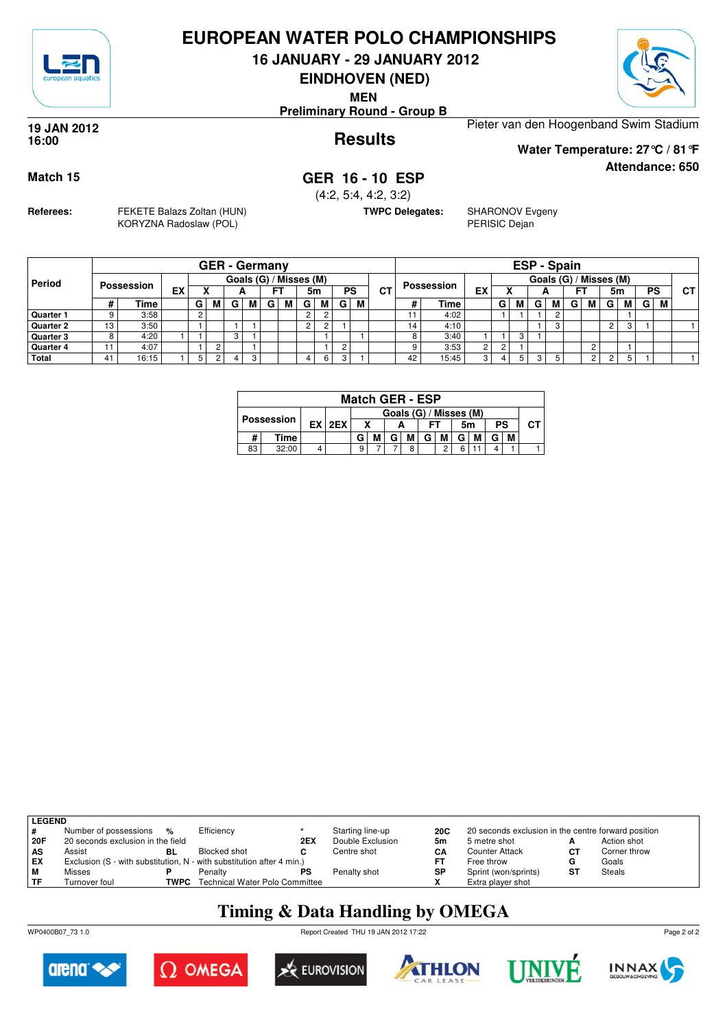# EUROPEAN WATER POLO CHAMPIONSHIPS

**16 JANUARY - 29 JANUARY 2012**

**EINDHOVEN (NED)**

**MEN**

**Preliminary Round - Group B**

**19 JAN 2012**
**16:00**

## Results

Pieter van den Hoogenband Swim Stadium

**Water Temperature: 27°C / 81°F**

**Attendance: 650**

**Match 15**

## GER 16 - 10 ESP

(4:2, 5:4, 4:2, 3:2)

**Referees:** FEKETE Balazs Zoltan (HUN), KORYZNA Radoslaw (POL)

**TWPC Delegates:** SHARONOV Evgeny, PERISIC Dejan

| Period | GER - Germany | | | | | | | | | | | | | | ESP - Spain | | | | | | | | | | | | | |
|---|---|---|---|---|---|---|---|---|---|---|---|---|---|---|---|---|---|---|---|---|---|---|---|---|---|---|---|---|
| | Possession | | EX | Goals (G) / Misses (M) | | | | | | | | | | CT | Possession | | EX | Goals (G) / Misses (M) | | | | | | | | | | CT |
| | | | | X | | A | | FT | | 5m | | PS | | | | | | X | | A | | FT | | 5m | | PS | | |
| | # | Time | | G | M | G | M | G | M | G | M | G | M | | # | Time | | G | M | G | M | G | M | G | M | G | M | |
| Quarter 1 | 9 | 3:58 | | 2 | | | | | | 2 | 2 | | | | 11 | 4:02 | | 1 | 1 | 1 | 2 | | | | 1 | | | |
| Quarter 2 | 13 | 3:50 | | 1 | | 1 | 1 | | | 2 | 2 | 1 | | | 14 | 4:10 | | | | 1 | 3 | | | 2 | 3 | 1 | | 1 |
| Quarter 3 | 8 | 4:20 | 1 | 1 | | 3 | 1 | | | | 1 | | 1 | | 8 | 3:40 | 1 | 1 | 3 | 1 | | | | | | | | |
| Quarter 4 | 11 | 4:07 | | 1 | 2 | | 1 | | | | 1 | 2 | | | 9 | 3:53 | 2 | 2 | 1 | | | | 2 | | 1 | | | |
| Total | 41 | 16:15 | 1 | 5 | 2 | 4 | 3 | | | 4 | 6 | 3 | 1 | | 42 | 15:45 | 3 | 4 | 5 | 3 | 5 | | 2 | 2 | 5 | 1 | | 1 |

| Match GER - ESP | | | | | | | | | | | | | | |
|---|---|---|---|---|---|---|---|---|---|---|---|---|---|---|
| Possession | | EX | 2EX | Goals (G) / Misses (M) | | | | | | | | | | CT |
| | | | | X | | A | | FT | | 5m | | PS | | |
| # | Time | | | G | M | G | M | G | M | G | M | G | M | |
| 83 | 32:00 | 4 | | 9 | 7 | 7 | 8 | | 2 | 6 | 11 | 4 | 1 | 1 |

| LEGEND | | | | | | | | | |
|---|---|---|---|---|---|---|---|---|---|
| # | Number of possessions | % | Efficiency | * | Starting line-up | 20C | 20 seconds exclusion in the centre forward position | | |
| 20F | 20 seconds exclusion in the field | | | 2EX | Double Exclusion | 5m | 5 metre shot | A | Action shot |
| AS | Assist | BL | Blocked shot | C | Centre shot | CA | Counter Attack | CT | Corner throw |
| EX | Exclusion (S - with substitution, N - with substitution after 4 min.) | | | | | FT | Free throw | G | Goals |
| M | Misses | P | Penalty | PS | Penalty shot | SP | Sprint (won/sprints) | ST | Steals |
| TF | Turnover foul | TWPC | Technical Water Polo Committee | | | X | Extra player shot | | |

## Timing & Data Handling by OMEGA

WP0400B07_73 1.0 — Report Created THU 19 JAN 2012 17:22